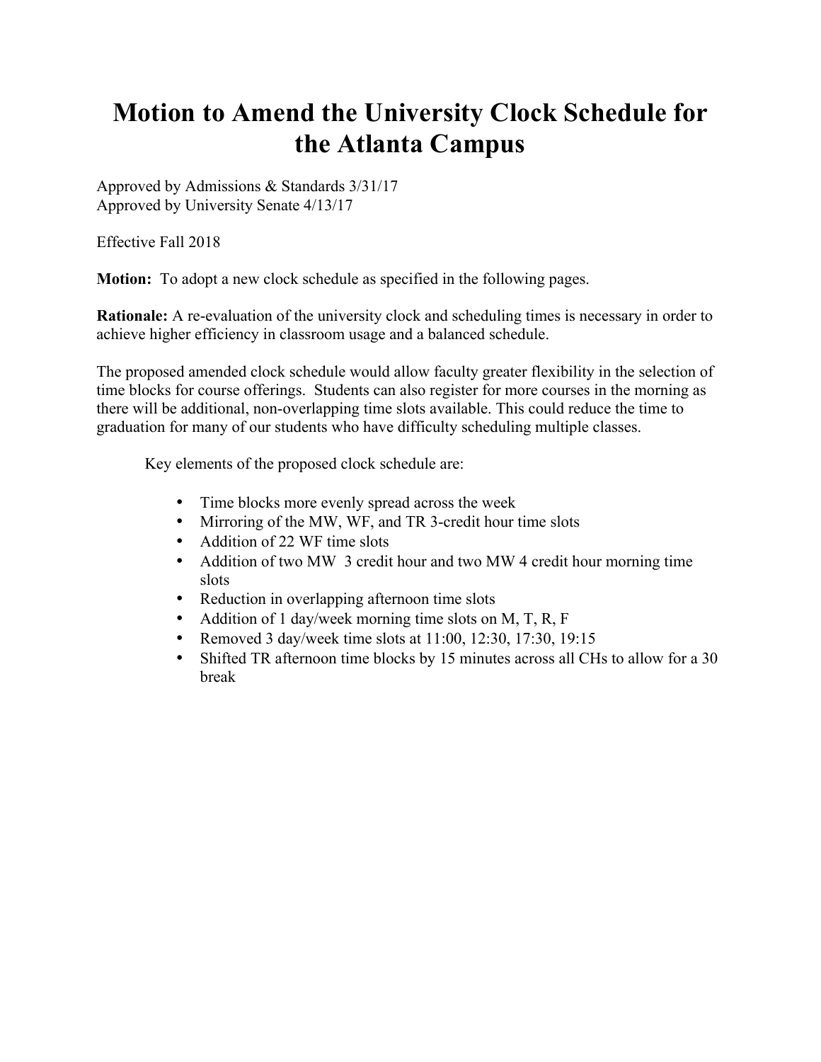# Motion to Amend the University Clock Schedule for the Atlanta Campus

Approved by Admissions & Standards 3/31/17
Approved by University Senate 4/13/17

Effective Fall 2018

**Motion:** To adopt a new clock schedule as specified in the following pages.

**Rationale:** A re-evaluation of the university clock and scheduling times is necessary in order to achieve higher efficiency in classroom usage and a balanced schedule.

The proposed amended clock schedule would allow faculty greater flexibility in the selection of time blocks for course offerings. Students can also register for more courses in the morning as there will be additional, non-overlapping time slots available. This could reduce the time to graduation for many of our students who have difficulty scheduling multiple classes.

Key elements of the proposed clock schedule are:

- Time blocks more evenly spread across the week
- Mirroring of the MW, WF, and TR 3-credit hour time slots
- Addition of 22 WF time slots
- Addition of two MW 3 credit hour and two MW 4 credit hour morning time slots
- Reduction in overlapping afternoon time slots
- Addition of 1 day/week morning time slots on M, T, R, F
- Removed 3 day/week time slots at 11:00, 12:30, 17:30, 19:15
- Shifted TR afternoon time blocks by 15 minutes across all CHs to allow for a 30 break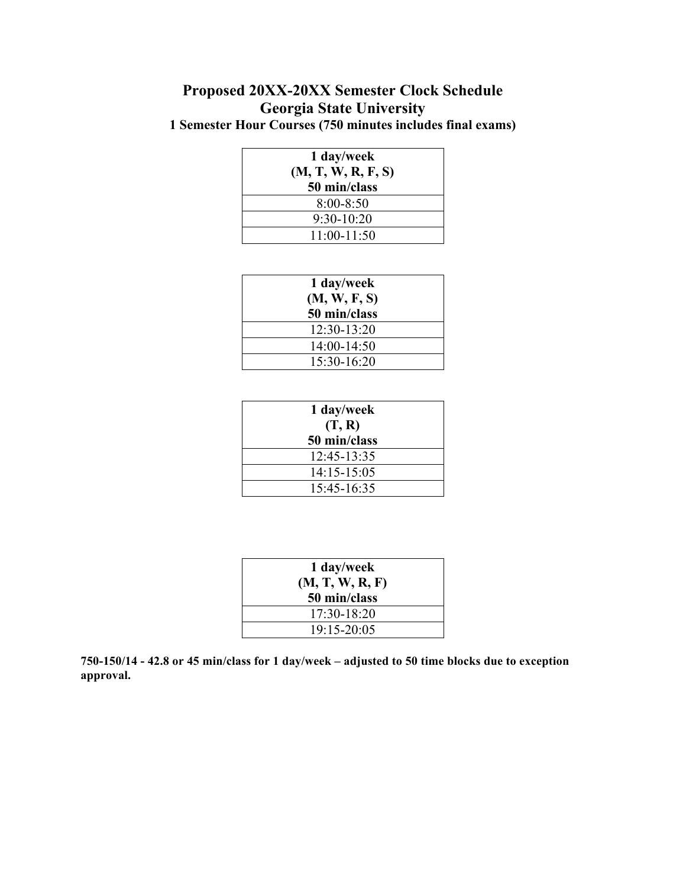# Proposed 20XX-20XX Semester Clock Schedule
# Georgia State University
### 1 Semester Hour Courses (750 minutes includes final exams)

| 1 day/week (M, T, W, R, F, S) 50 min/class |
|---|
| 8:00-8:50 |
| 9:30-10:20 |
| 11:00-11:50 |

| 1 day/week (M, W, F, S) 50 min/class |
|---|
| 12:30-13:20 |
| 14:00-14:50 |
| 15:30-16:20 |

| 1 day/week (T, R) 50 min/class |
|---|
| 12:45-13:35 |
| 14:15-15:05 |
| 15:45-16:35 |

| 1 day/week (M, T, W, R, F) 50 min/class |
|---|
| 17:30-18:20 |
| 19:15-20:05 |

**750-150/14 - 42.8 or 45 min/class for 1 day/week – adjusted to 50 time blocks due to exception approval.**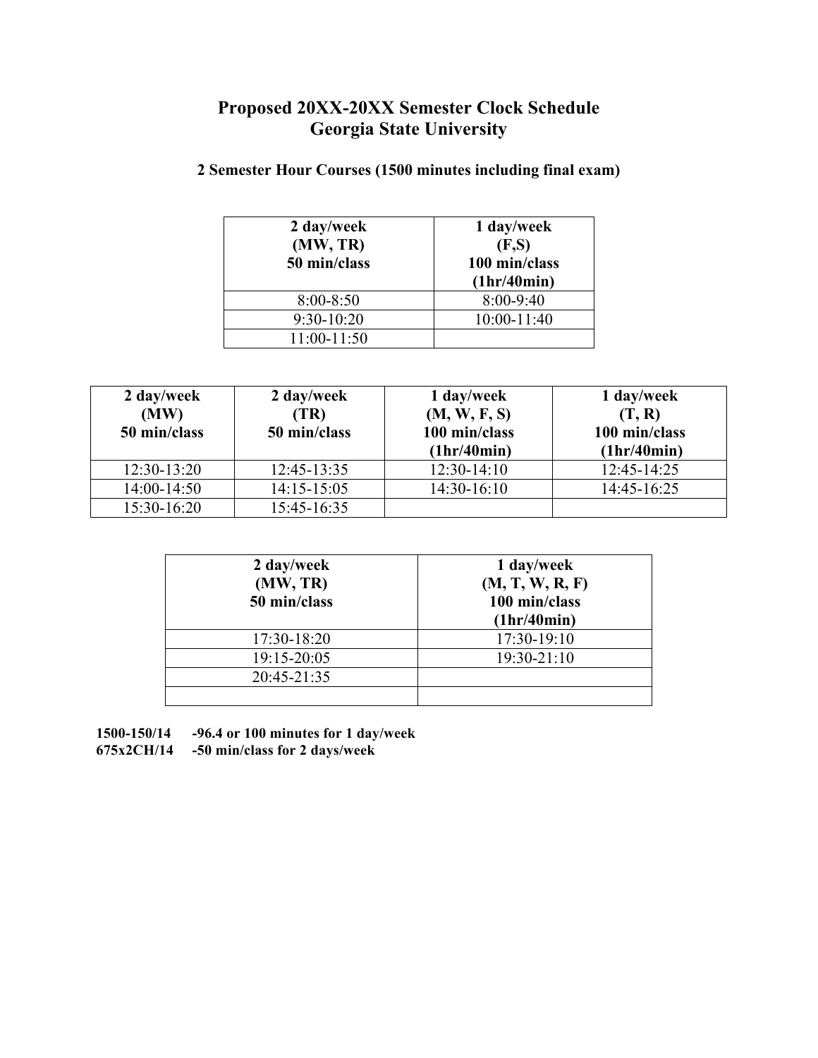# Proposed 20XX-20XX Semester Clock Schedule
# Georgia State University

### 2 Semester Hour Courses (1500 minutes including final exam)

| 2 day/week (MW, TR) 50 min/class | 1 day/week (F,S) 100 min/class (1hr/40min) |
|---|---|
| 8:00-8:50 | 8:00-9:40 |
| 9:30-10:20 | 10:00-11:40 |
| 11:00-11:50 | |

| 2 day/week (MW) 50 min/class | 2 day/week (TR) 50 min/class | 1 day/week (M, W, F, S) 100 min/class (1hr/40min) | 1 day/week (T, R) 100 min/class (1hr/40min) |
|---|---|---|---|
| 12:30-13:20 | 12:45-13:35 | 12:30-14:10 | 12:45-14:25 |
| 14:00-14:50 | 14:15-15:05 | 14:30-16:10 | 14:45-16:25 |
| 15:30-16:20 | 15:45-16:35 | | |

| 2 day/week (MW, TR) 50 min/class | 1 day/week (M, T, W, R, F) 100 min/class (1hr/40min) |
|---|---|
| 17:30-18:20 | 17:30-19:10 |
| 19:15-20:05 | 19:30-21:10 |
| 20:45-21:35 | |
| | |

**1500-150/14 -96.4 or 100 minutes for 1 day/week**
**675x2CH/14 -50 min/class for 2 days/week**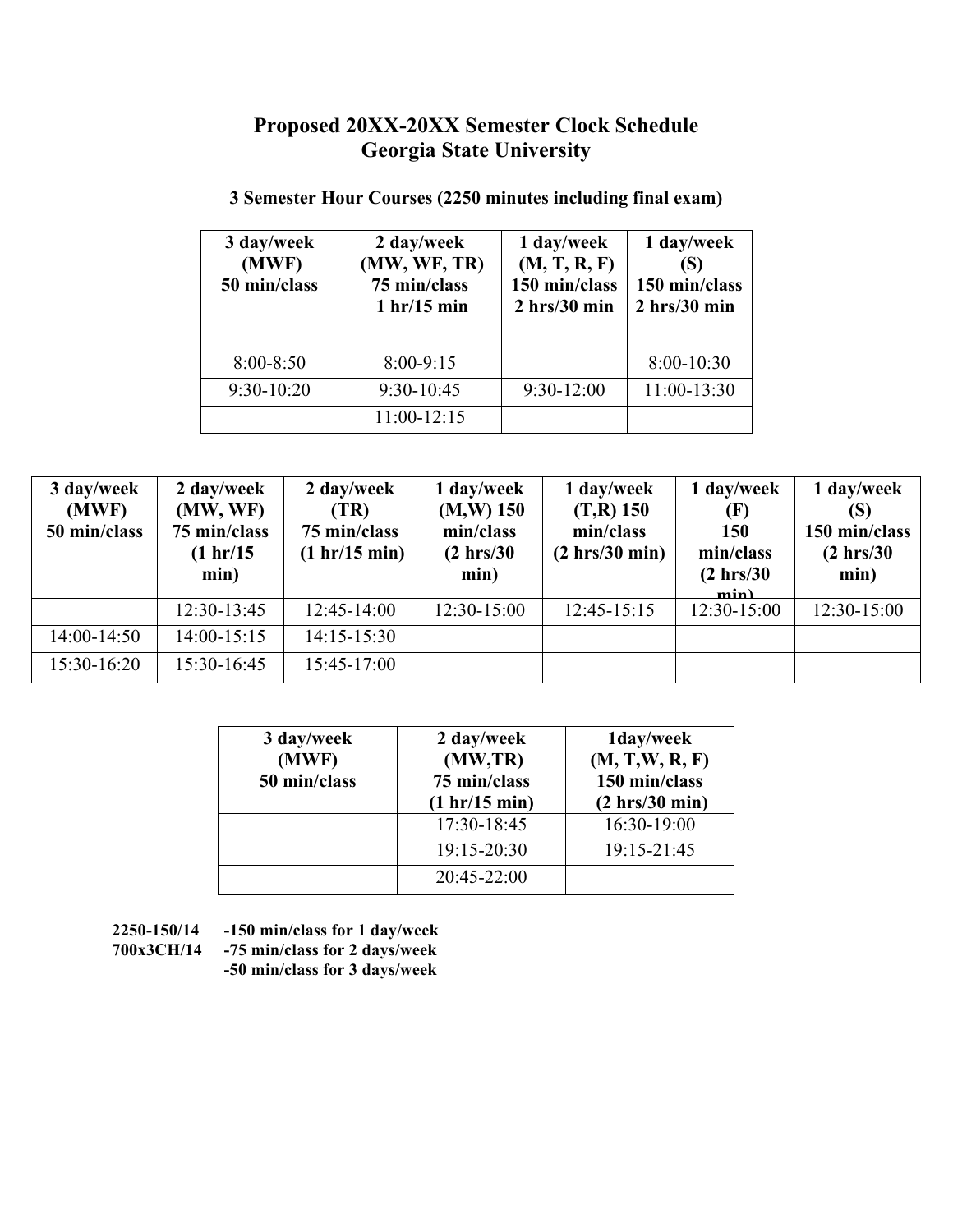# Proposed 20XX-20XX Semester Clock Schedule
# Georgia State University

### 3 Semester Hour Courses (2250 minutes including final exam)

| 3 day/week (MWF) 50 min/class | 2 day/week (MW, WF, TR) 75 min/class 1 hr/15 min | 1 day/week (M, T, R, F) 150 min/class 2 hrs/30 min | 1 day/week (S) 150 min/class 2 hrs/30 min |
|---|---|---|---|
| 8:00-8:50 | 8:00-9:15 | | 8:00-10:30 |
| 9:30-10:20 | 9:30-10:45 | 9:30-12:00 | 11:00-13:30 |
| | 11:00-12:15 | | |

| 3 day/week (MWF) 50 min/class | 2 day/week (MW, WF) 75 min/class (1 hr/15 min) | 2 day/week (TR) 75 min/class (1 hr/15 min) | 1 day/week (M,W) 150 min/class (2 hrs/30 min) | 1 day/week (T,R) 150 min/class (2 hrs/30 min) | 1 day/week (F) 150 min/class (2 hrs/30 min) | 1 day/week (S) 150 min/class (2 hrs/30 min) |
|---|---|---|---|---|---|---|
| | 12:30-13:45 | 12:45-14:00 | 12:30-15:00 | 12:45-15:15 | 12:30-15:00 | 12:30-15:00 |
| 14:00-14:50 | 14:00-15:15 | 14:15-15:30 | | | | |
| 15:30-16:20 | 15:30-16:45 | 15:45-17:00 | | | | |

| 3 day/week (MWF) 50 min/class | 2 day/week (MW,TR) 75 min/class (1 hr/15 min) | 1day/week (M, T,W, R, F) 150 min/class (2 hrs/30 min) |
|---|---|---|
| | 17:30-18:45 | 16:30-19:00 |
| | 19:15-20:30 | 19:15-21:45 |
| | 20:45-22:00 | |

**2250-150/14 -150 min/class for 1 day/week**
**700x3CH/14 -75 min/class for 2 days/week**
**-50 min/class for 3 days/week**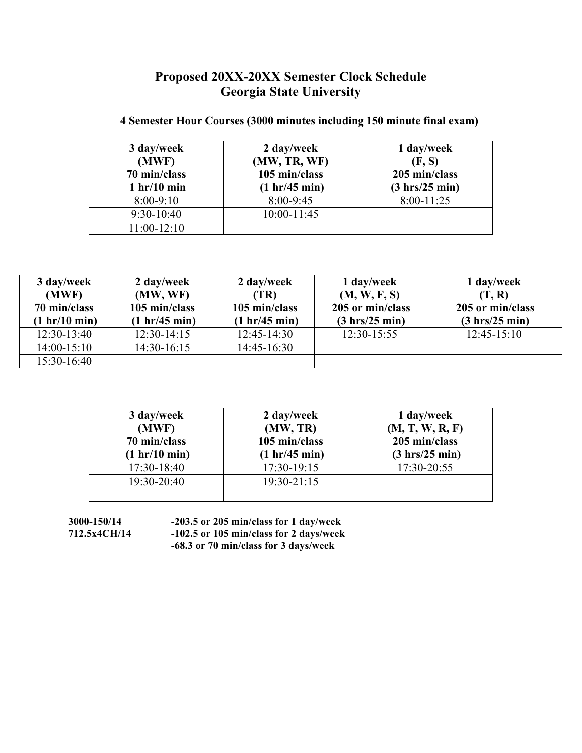# Proposed 20XX-20XX Semester Clock Schedule
# Georgia State University

### 4 Semester Hour Courses (3000 minutes including 150 minute final exam)

| 3 day/week (MWF) 70 min/class 1 hr/10 min | 2 day/week (MW, TR, WF) 105 min/class (1 hr/45 min) | 1 day/week (F, S) 205 min/class (3 hrs/25 min) |
|---|---|---|
| 8:00-9:10 | 8:00-9:45 | 8:00-11:25 |
| 9:30-10:40 | 10:00-11:45 | |
| 11:00-12:10 | | |

| 3 day/week (MWF) 70 min/class (1 hr/10 min) | 2 day/week (MW, WF) 105 min/class (1 hr/45 min) | 2 day/week (TR) 105 min/class (1 hr/45 min) | 1 day/week (M, W, F, S) 205 or min/class (3 hrs/25 min) | 1 day/week (T, R) 205 or min/class (3 hrs/25 min) |
|---|---|---|---|---|
| 12:30-13:40 | 12:30-14:15 | 12:45-14:30 | 12:30-15:55 | 12:45-15:10 |
| 14:00-15:10 | 14:30-16:15 | 14:45-16:30 | | |
| 15:30-16:40 | | | | |

| 3 day/week (MWF) 70 min/class (1 hr/10 min) | 2 day/week (MW, TR) 105 min/class (1 hr/45 min) | 1 day/week (M, T, W, R, F) 205 min/class (3 hrs/25 min) |
|---|---|---|
| 17:30-18:40 | 17:30-19:15 | 17:30-20:55 |
| 19:30-20:40 | 19:30-21:15 | |
| | | |

**3000-150/14** **-203.5 or 205 min/class for 1 day/week**
**712.5x4CH/14** **-102.5 or 105 min/class for 2 days/week**
**-68.3 or 70 min/class for 3 days/week**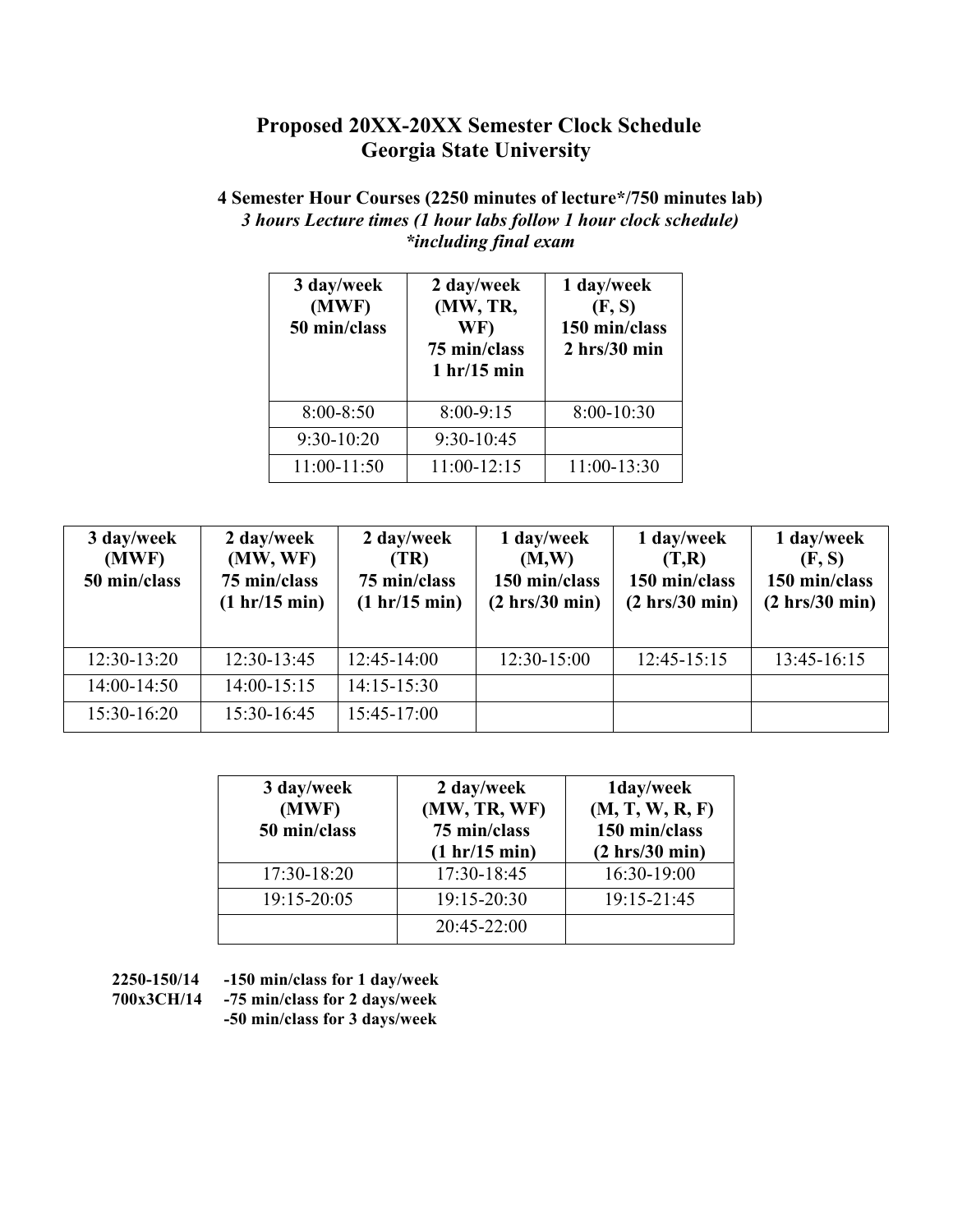# Proposed 20XX-20XX Semester Clock Schedule
# Georgia State University

**4 Semester Hour Courses (2250 minutes of lecture*/750 minutes lab)**
***3 hours Lecture times (1 hour labs follow 1 hour clock schedule)***
***\*including final exam***

| 3 day/week (MWF) 50 min/class | 2 day/week (MW, TR, WF) 75 min/class 1 hr/15 min | 1 day/week (F, S) 150 min/class 2 hrs/30 min |
|---|---|---|
| 8:00-8:50 | 8:00-9:15 | 8:00-10:30 |
| 9:30-10:20 | 9:30-10:45 | |
| 11:00-11:50 | 11:00-12:15 | 11:00-13:30 |

| 3 day/week (MWF) 50 min/class | 2 day/week (MW, WF) 75 min/class (1 hr/15 min) | 2 day/week (TR) 75 min/class (1 hr/15 min) | 1 day/week (M,W) 150 min/class (2 hrs/30 min) | 1 day/week (T,R) 150 min/class (2 hrs/30 min) | 1 day/week (F, S) 150 min/class (2 hrs/30 min) |
|---|---|---|---|---|---|
| 12:30-13:20 | 12:30-13:45 | 12:45-14:00 | 12:30-15:00 | 12:45-15:15 | 13:45-16:15 |
| 14:00-14:50 | 14:00-15:15 | 14:15-15:30 | | | |
| 15:30-16:20 | 15:30-16:45 | 15:45-17:00 | | | |

| 3 day/week (MWF) 50 min/class | 2 day/week (MW, TR, WF) 75 min/class (1 hr/15 min) | 1day/week (M, T, W, R, F) 150 min/class (2 hrs/30 min) |
|---|---|---|
| 17:30-18:20 | 17:30-18:45 | 16:30-19:00 |
| 19:15-20:05 | 19:15-20:30 | 19:15-21:45 |
| | 20:45-22:00 | |

**2250-150/14 -150 min/class for 1 day/week**
**700x3CH/14 -75 min/class for 2 days/week**
**-50 min/class for 3 days/week**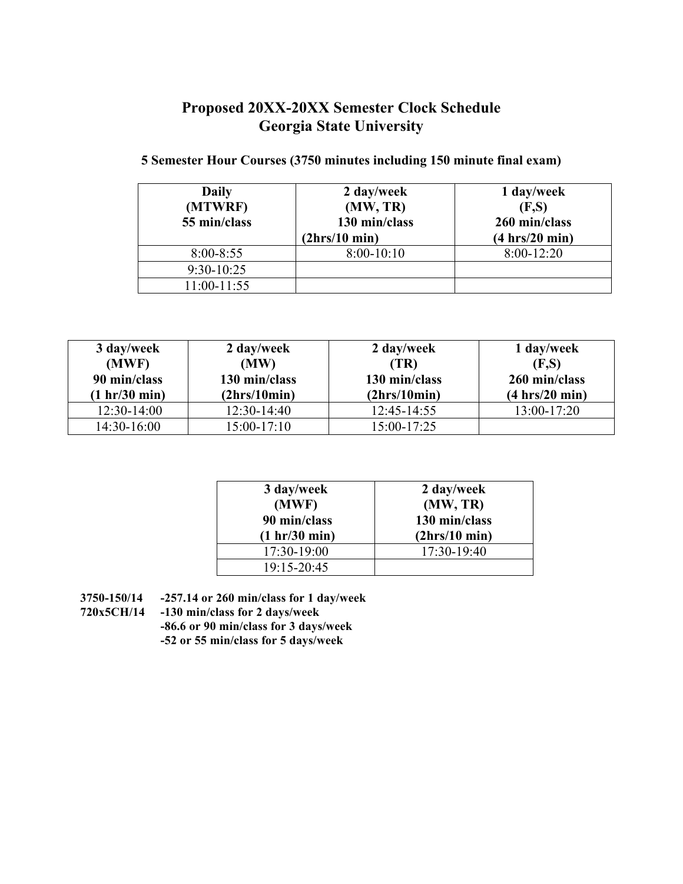# Proposed 20XX-20XX Semester Clock Schedule
# Georgia State University

### 5 Semester Hour Courses (3750 minutes including 150 minute final exam)

| Daily (MTWRF) 55 min/class | 2 day/week (MW, TR) 130 min/class (2hrs/10 min) | 1 day/week (F,S) 260 min/class (4 hrs/20 min) |
|---|---|---|
| 8:00-8:55 | 8:00-10:10 | 8:00-12:20 |
| 9:30-10:25 | | |
| 11:00-11:55 | | |

| 3 day/week (MWF) 90 min/class (1 hr/30 min) | 2 day/week (MW) 130 min/class (2hrs/10min) | 2 day/week (TR) 130 min/class (2hrs/10min) | 1 day/week (F,S) 260 min/class (4 hrs/20 min) |
|---|---|---|---|
| 12:30-14:00 | 12:30-14:40 | 12:45-14:55 | 13:00-17:20 |
| 14:30-16:00 | 15:00-17:10 | 15:00-17:25 | |

| 3 day/week (MWF) 90 min/class (1 hr/30 min) | 2 day/week (MW, TR) 130 min/class (2hrs/10 min) |
|---|---|
| 17:30-19:00 | 17:30-19:40 |
| 19:15-20:45 | |

**3750-150/14 -257.14 or 260 min/class for 1 day/week**
**720x5CH/14 -130 min/class for 2 days/week**
**-86.6 or 90 min/class for 3 days/week**
**-52 or 55 min/class for 5 days/week**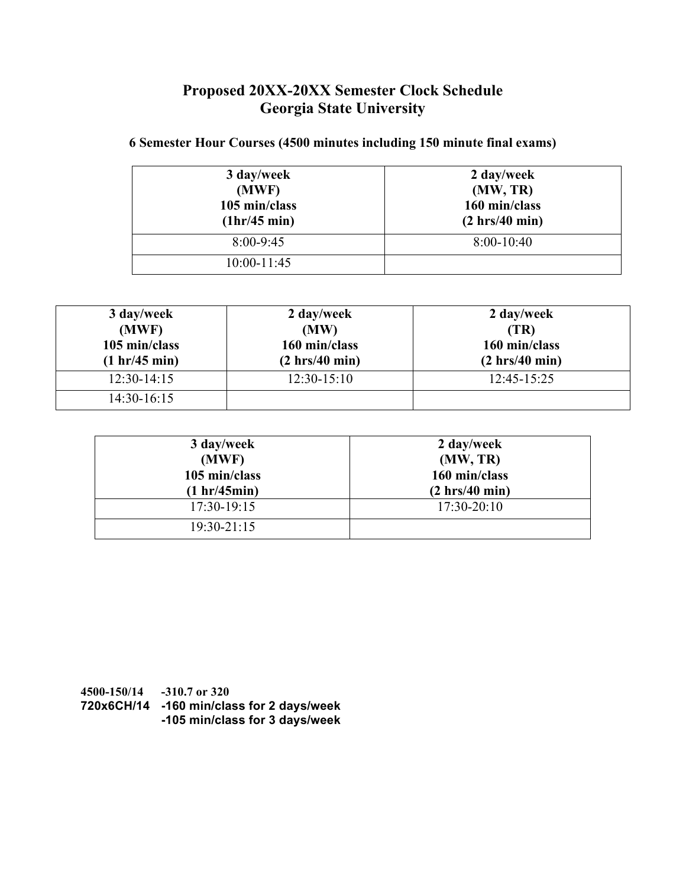## Proposed 20XX-20XX Semester Clock Schedule
## Georgia State University

**6 Semester Hour Courses (4500 minutes including 150 minute final exams)**

| **3 day/week (MWF) 105 min/class (1hr/45 min)** | **2 day/week (MW, TR) 160 min/class (2 hrs/40 min)** |
|---|---|
| 8:00-9:45 | 8:00-10:40 |
| 10:00-11:45 | |

| **3 day/week (MWF) 105 min/class (1 hr/45 min)** | **2 day/week (MW) 160 min/class (2 hrs/40 min)** | **2 day/week (TR) 160 min/class (2 hrs/40 min)** |
|---|---|---|
| 12:30-14:15 | 12:30-15:10 | 12:45-15:25 |
| 14:30-16:15 | | |

| **3 day/week (MWF) 105 min/class (1 hr/45min)** | **2 day/week (MW, TR) 160 min/class (2 hrs/40 min)** |
|---|---|
| 17:30-19:15 | 17:30-20:10 |
| 19:30-21:15 | |

**4500-150/14 -310.7 or 320**
**720x6CH/14 -160 min/class for 2 days/week**
**-105 min/class for 3 days/week**